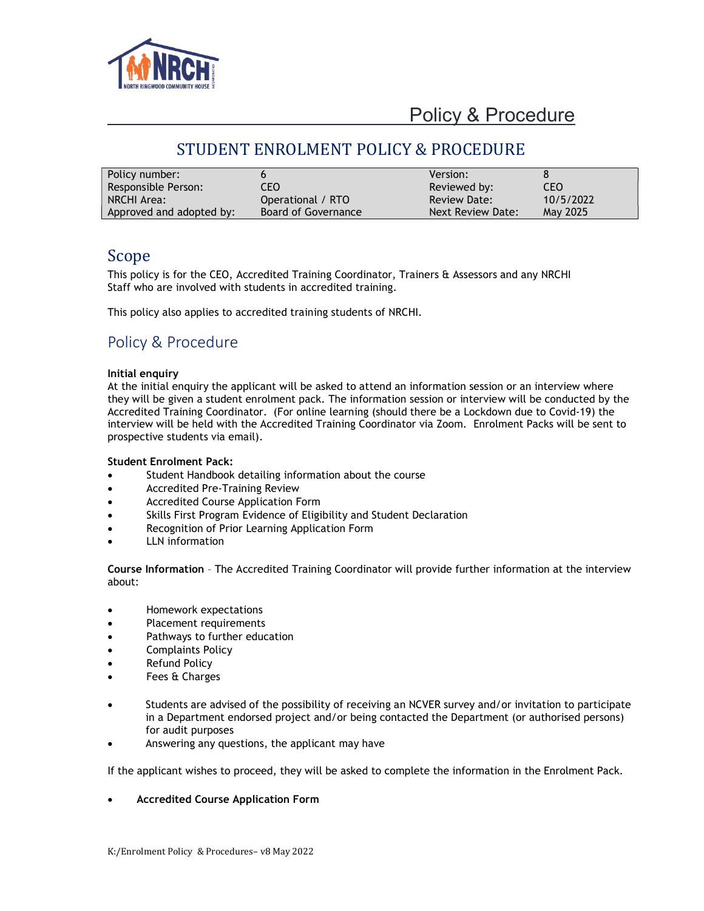# Policy & Procedure

## STUDENT ENROLMENT POLICY & PROCEDURE

| Policy number: | 6 | Version: | 8 |
|---|---|---|---|
| Responsible Person: | CEO | Reviewed by: | CEO |
| NRCHI Area: | Operational / RTO | Review Date: | 10/5/2022 |
| Approved and adopted by: | Board of Governance | Next Review Date: | May 2025 |

## Scope

This policy is for the CEO, Accredited Training Coordinator, Trainers & Assessors and any NRCHI Staff who are involved with students in accredited training.

This policy also applies to accredited training students of NRCHI.

## Policy & Procedure

**Initial enquiry**
At the initial enquiry the applicant will be asked to attend an information session or an interview where they will be given a student enrolment pack. The information session or interview will be conducted by the Accredited Training Coordinator. (For online learning (should there be a Lockdown due to Covid-19) the interview will be held with the Accredited Training Coordinator via Zoom. Enrolment Packs will be sent to prospective students via email).

**Student Enrolment Pack:**

- Student Handbook detailing information about the course
- Accredited Pre-Training Review
- Accredited Course Application Form
- Skills First Program Evidence of Eligibility and Student Declaration
- Recognition of Prior Learning Application Form
- LLN information

**Course Information** – The Accredited Training Coordinator will provide further information at the interview about:

- Homework expectations
- Placement requirements
- Pathways to further education
- Complaints Policy
- Refund Policy
- Fees & Charges

- Students are advised of the possibility of receiving an NCVER survey and/or invitation to participate in a Department endorsed project and/or being contacted the Department (or authorised persons) for audit purposes
- Answering any questions, the applicant may have

If the applicant wishes to proceed, they will be asked to complete the information in the Enrolment Pack.

- **Accredited Course Application Form**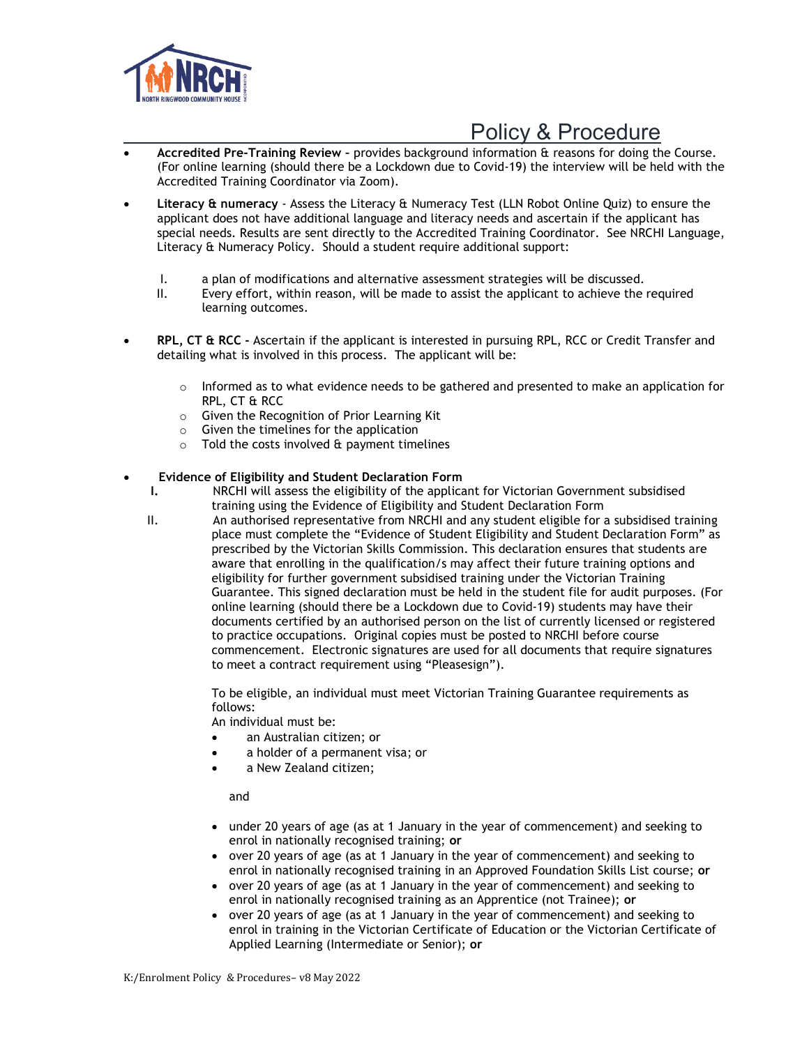- **Accredited Pre-Training Review** – provides background information & reasons for doing the Course. (For online learning (should there be a Lockdown due to Covid-19) the interview will be held with the Accredited Training Coordinator via Zoom).

- **Literacy & numeracy** - Assess the Literacy & Numeracy Test (LLN Robot Online Quiz) to ensure the applicant does not have additional language and literacy needs and ascertain if the applicant has special needs. Results are sent directly to the Accredited Training Coordinator. See NRCHI Language, Literacy & Numeracy Policy. Should a student require additional support:

  I. a plan of modifications and alternative assessment strategies will be discussed.
  II. Every effort, within reason, will be made to assist the applicant to achieve the required learning outcomes.

- **RPL, CT & RCC -** Ascertain if the applicant is interested in pursuing RPL, RCC or Credit Transfer and detailing what is involved in this process. The applicant will be:

  - Informed as to what evidence needs to be gathered and presented to make an application for RPL, CT & RCC
  - Given the Recognition of Prior Learning Kit
  - Given the timelines for the application
  - Told the costs involved & payment timelines

- **Evidence of Eligibility and Student Declaration Form**

  **I.** NRCHI will assess the eligibility of the applicant for Victorian Government subsidised training using the Evidence of Eligibility and Student Declaration Form

  II. An authorised representative from NRCHI and any student eligible for a subsidised training place must complete the "Evidence of Student Eligibility and Student Declaration Form" as prescribed by the Victorian Skills Commission. This declaration ensures that students are aware that enrolling in the qualification/s may affect their future training options and eligibility for further government subsidised training under the Victorian Training Guarantee. This signed declaration must be held in the student file for audit purposes. (For online learning (should there be a Lockdown due to Covid-19) students may have their documents certified by an authorised person on the list of currently licensed or registered to practice occupations. Original copies must be posted to NRCHI before course commencement. Electronic signatures are used for all documents that require signatures to meet a contract requirement using "Pleasesign").

  To be eligible, an individual must meet Victorian Training Guarantee requirements as follows:
  An individual must be:

  - an Australian citizen; or
  - a holder of a permanent visa; or
  - a New Zealand citizen;

  and

  - under 20 years of age (as at 1 January in the year of commencement) and seeking to enrol in nationally recognised training; **or**
  - over 20 years of age (as at 1 January in the year of commencement) and seeking to enrol in nationally recognised training in an Approved Foundation Skills List course; **or**
  - over 20 years of age (as at 1 January in the year of commencement) and seeking to enrol in nationally recognised training as an Apprentice (not Trainee); **or**
  - over 20 years of age (as at 1 January in the year of commencement) and seeking to enrol in training in the Victorian Certificate of Education or the Victorian Certificate of Applied Learning (Intermediate or Senior); **or**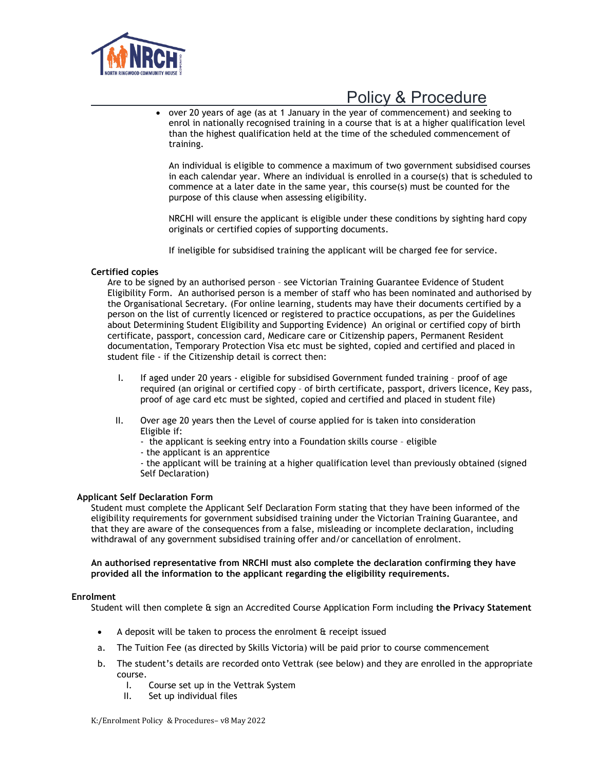- over 20 years of age (as at 1 January in the year of commencement) and seeking to enrol in nationally recognised training in a course that is at a higher qualification level than the highest qualification held at the time of the scheduled commencement of training.

  An individual is eligible to commence a maximum of two government subsidised courses in each calendar year. Where an individual is enrolled in a course(s) that is scheduled to commence at a later date in the same year, this course(s) must be counted for the purpose of this clause when assessing eligibility.

  NRCHI will ensure the applicant is eligible under these conditions by sighting hard copy originals or certified copies of supporting documents.

  If ineligible for subsidised training the applicant will be charged fee for service.

**Certified copies**

Are to be signed by an authorised person – see Victorian Training Guarantee Evidence of Student Eligibility Form. An authorised person is a member of staff who has been nominated and authorised by the Organisational Secretary. (For online learning, students may have their documents certified by a person on the list of currently licenced or registered to practice occupations, as per the Guidelines about Determining Student Eligibility and Supporting Evidence) An original or certified copy of birth certificate, passport, concession card, Medicare care or Citizenship papers, Permanent Resident documentation, Temporary Protection Visa etc must be sighted, copied and certified and placed in student file - if the Citizenship detail is correct then:

I. If aged under 20 years - eligible for subsidised Government funded training – proof of age required (an original or certified copy – of birth certificate, passport, drivers licence, Key pass, proof of age card etc must be sighted, copied and certified and placed in student file)

II. Over age 20 years then the Level of course applied for is taken into consideration
   Eligible if:
   - the applicant is seeking entry into a Foundation skills course – eligible
   - the applicant is an apprentice
   - the applicant will be training at a higher qualification level than previously obtained (signed Self Declaration)

**Applicant Self Declaration Form**

Student must complete the Applicant Self Declaration Form stating that they have been informed of the eligibility requirements for government subsidised training under the Victorian Training Guarantee, and that they are aware of the consequences from a false, misleading or incomplete declaration, including withdrawal of any government subsidised training offer and/or cancellation of enrolment.

**An authorised representative from NRCHI must also complete the declaration confirming they have provided all the information to the applicant regarding the eligibility requirements.**

**Enrolment**

Student will then complete & sign an Accredited Course Application Form including **the Privacy Statement**

- A deposit will be taken to process the enrolment & receipt issued

a. The Tuition Fee (as directed by Skills Victoria) will be paid prior to course commencement

b. The student's details are recorded onto Vettrak (see below) and they are enrolled in the appropriate course.
   I. Course set up in the Vettrak System
   II. Set up individual files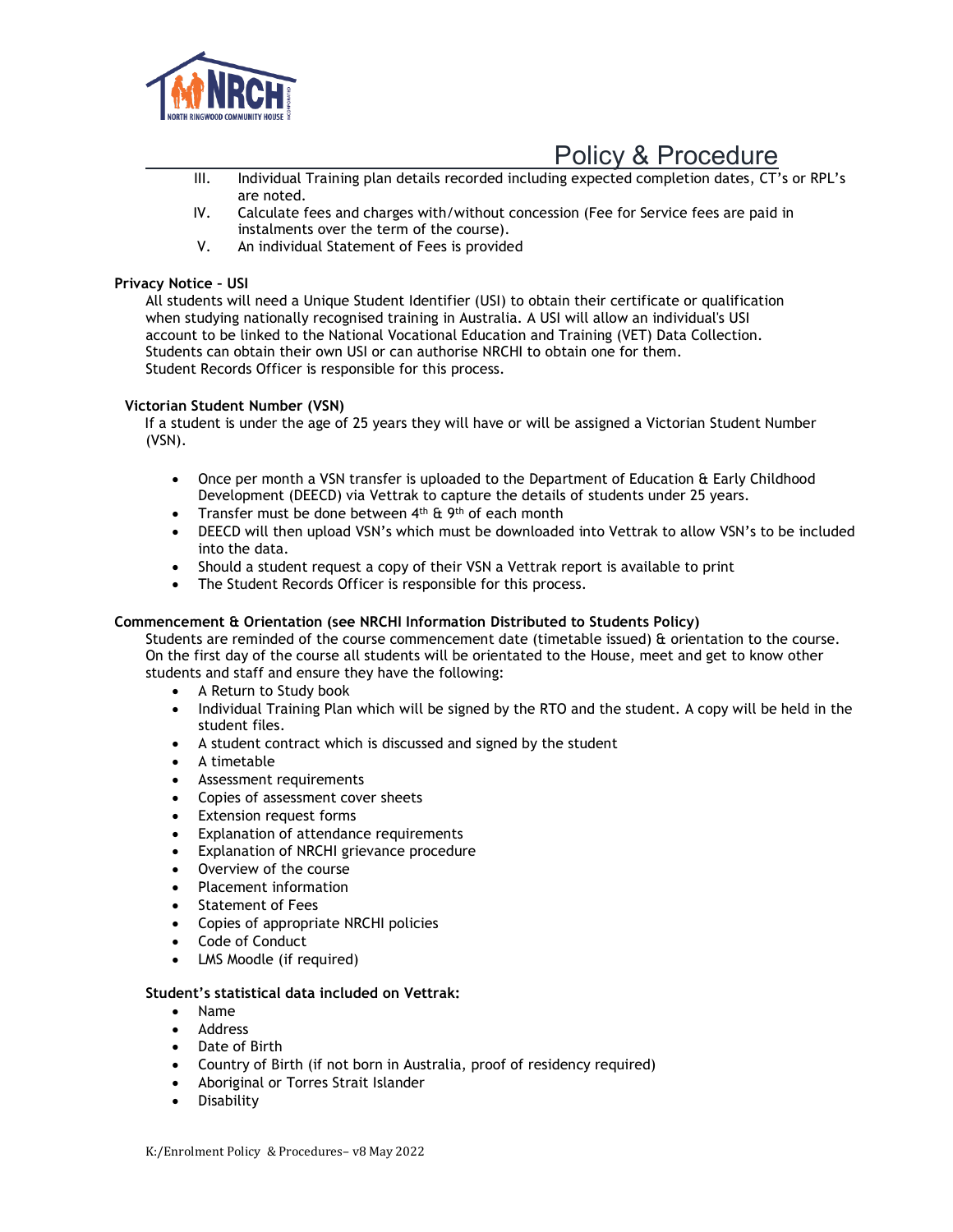III. Individual Training plan details recorded including expected completion dates, CT's or RPL's are noted.

IV. Calculate fees and charges with/without concession (Fee for Service fees are paid in instalments over the term of the course).

V. An individual Statement of Fees is provided

**Privacy Notice – USI**

All students will need a Unique Student Identifier (USI) to obtain their certificate or qualification when studying nationally recognised training in Australia. A USI will allow an individual's USI account to be linked to the National Vocational Education and Training (VET) Data Collection. Students can obtain their own USI or can authorise NRCHI to obtain one for them. Student Records Officer is responsible for this process.

**Victorian Student Number (VSN)**

If a student is under the age of 25 years they will have or will be assigned a Victorian Student Number (VSN).

- Once per month a VSN transfer is uploaded to the Department of Education & Early Childhood Development (DEECD) via Vettrak to capture the details of students under 25 years.
- Transfer must be done between 4th & 9th of each month
- DEECD will then upload VSN's which must be downloaded into Vettrak to allow VSN's to be included into the data.
- Should a student request a copy of their VSN a Vettrak report is available to print
- The Student Records Officer is responsible for this process.

**Commencement & Orientation (see NRCHI Information Distributed to Students Policy)**

Students are reminded of the course commencement date (timetable issued) & orientation to the course. On the first day of the course all students will be orientated to the House, meet and get to know other students and staff and ensure they have the following:

- A Return to Study book
- Individual Training Plan which will be signed by the RTO and the student. A copy will be held in the student files.
- A student contract which is discussed and signed by the student
- A timetable
- Assessment requirements
- Copies of assessment cover sheets
- Extension request forms
- Explanation of attendance requirements
- Explanation of NRCHI grievance procedure
- Overview of the course
- Placement information
- Statement of Fees
- Copies of appropriate NRCHI policies
- Code of Conduct
- LMS Moodle (if required)

**Student's statistical data included on Vettrak:**

- Name
- Address
- Date of Birth
- Country of Birth (if not born in Australia, proof of residency required)
- Aboriginal or Torres Strait Islander
- Disability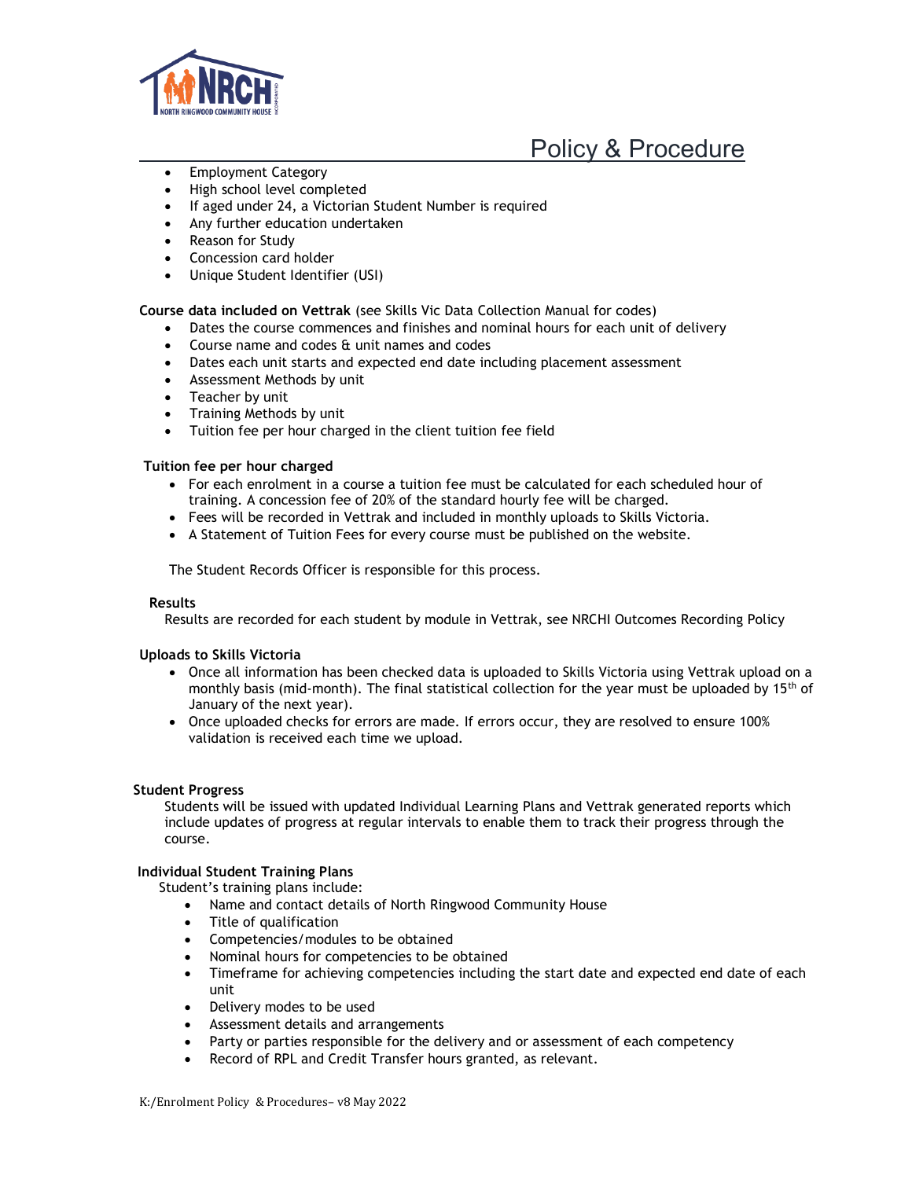- Employment Category
- High school level completed
- If aged under 24, a Victorian Student Number is required
- Any further education undertaken
- Reason for Study
- Concession card holder
- Unique Student Identifier (USI)

**Course data included on Vettrak** (see Skills Vic Data Collection Manual for codes)

- Dates the course commences and finishes and nominal hours for each unit of delivery
- Course name and codes & unit names and codes
- Dates each unit starts and expected end date including placement assessment
- Assessment Methods by unit
- Teacher by unit
- Training Methods by unit
- Tuition fee per hour charged in the client tuition fee field

**Tuition fee per hour charged**

- For each enrolment in a course a tuition fee must be calculated for each scheduled hour of training. A concession fee of 20% of the standard hourly fee will be charged.
- Fees will be recorded in Vettrak and included in monthly uploads to Skills Victoria.
- A Statement of Tuition Fees for every course must be published on the website.

The Student Records Officer is responsible for this process.

**Results**

Results are recorded for each student by module in Vettrak, see NRCHI Outcomes Recording Policy

**Uploads to Skills Victoria**

- Once all information has been checked data is uploaded to Skills Victoria using Vettrak upload on a monthly basis (mid-month). The final statistical collection for the year must be uploaded by 15th of January of the next year).
- Once uploaded checks for errors are made. If errors occur, they are resolved to ensure 100% validation is received each time we upload.

**Student Progress**

Students will be issued with updated Individual Learning Plans and Vettrak generated reports which include updates of progress at regular intervals to enable them to track their progress through the course.

**Individual Student Training Plans**

Student's training plans include:

- Name and contact details of North Ringwood Community House
- Title of qualification
- Competencies/modules to be obtained
- Nominal hours for competencies to be obtained
- Timeframe for achieving competencies including the start date and expected end date of each unit
- Delivery modes to be used
- Assessment details and arrangements
- Party or parties responsible for the delivery and or assessment of each competency
- Record of RPL and Credit Transfer hours granted, as relevant.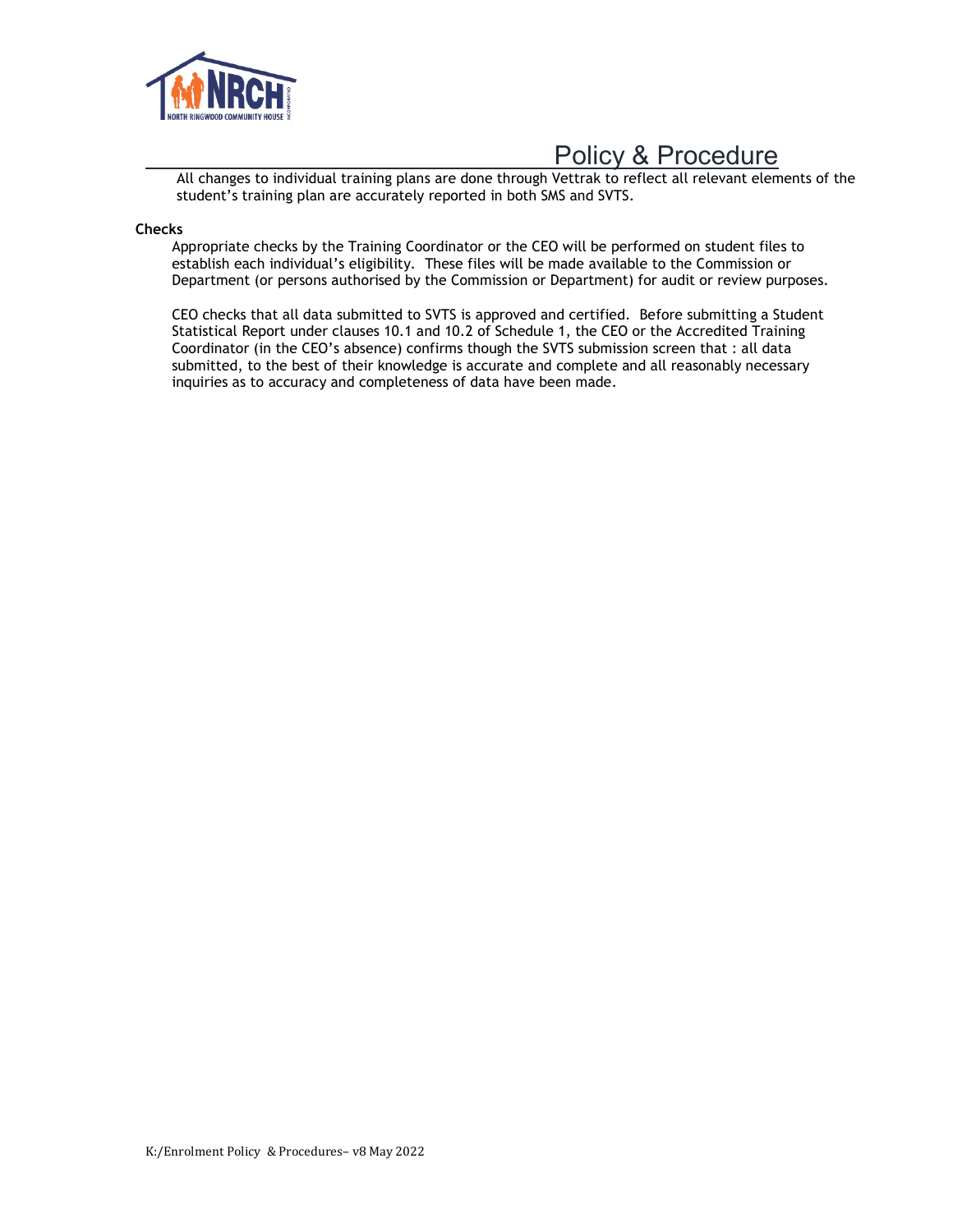All changes to individual training plans are done through Vettrak to reflect all relevant elements of the student's training plan are accurately reported in both SMS and SVTS.

**Checks**

Appropriate checks by the Training Coordinator or the CEO will be performed on student files to establish each individual's eligibility. These files will be made available to the Commission or Department (or persons authorised by the Commission or Department) for audit or review purposes.

CEO checks that all data submitted to SVTS is approved and certified. Before submitting a Student Statistical Report under clauses 10.1 and 10.2 of Schedule 1, the CEO or the Accredited Training Coordinator (in the CEO's absence) confirms though the SVTS submission screen that : all data submitted, to the best of their knowledge is accurate and complete and all reasonably necessary inquiries as to accuracy and completeness of data have been made.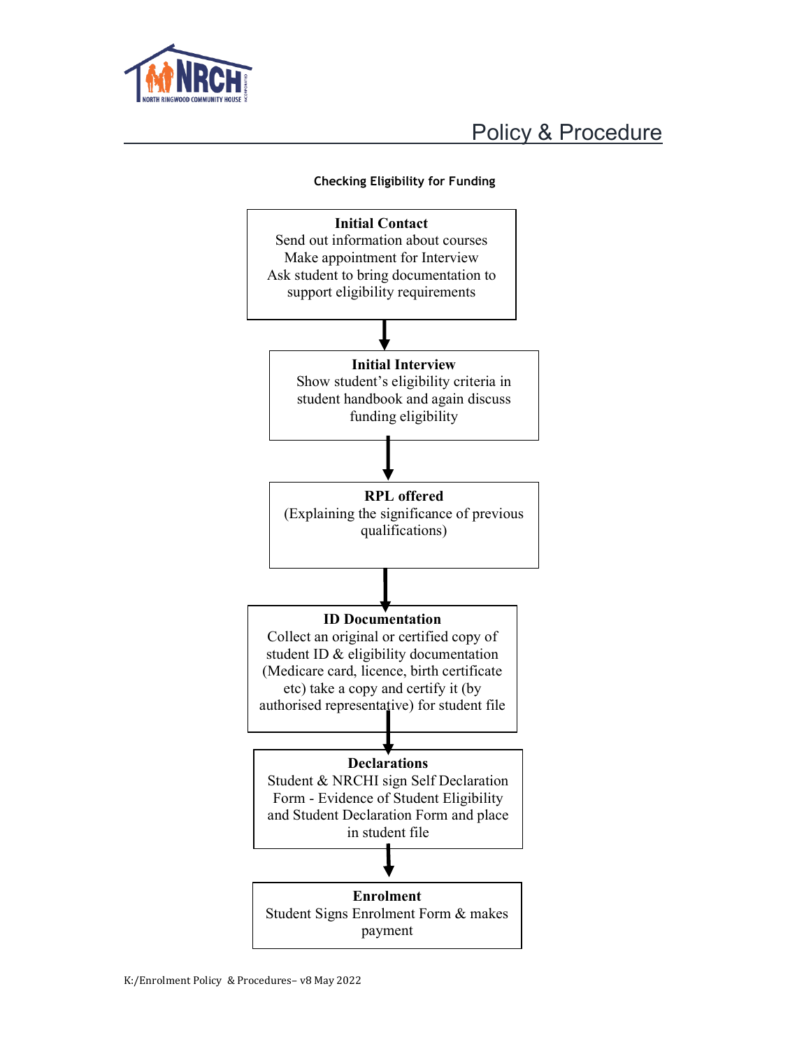**Checking Eligibility for Funding**

**Initial Contact**
Send out information about courses
Make appointment for Interview
Ask student to bring documentation to support eligibility requirements

↓

**Initial Interview**
Show student's eligibility criteria in student handbook and again discuss funding eligibility

↓

**RPL offered**
(Explaining the significance of previous qualifications)

↓

**ID Documentation**
Collect an original or certified copy of student ID & eligibility documentation (Medicare card, licence, birth certificate etc) take a copy and certify it (by authorised representative) for student file

↓

**Declarations**
Student & NRCHI sign Self Declaration Form - Evidence of Student Eligibility and Student Declaration Form and place in student file

↓

**Enrolment**
Student Signs Enrolment Form & makes payment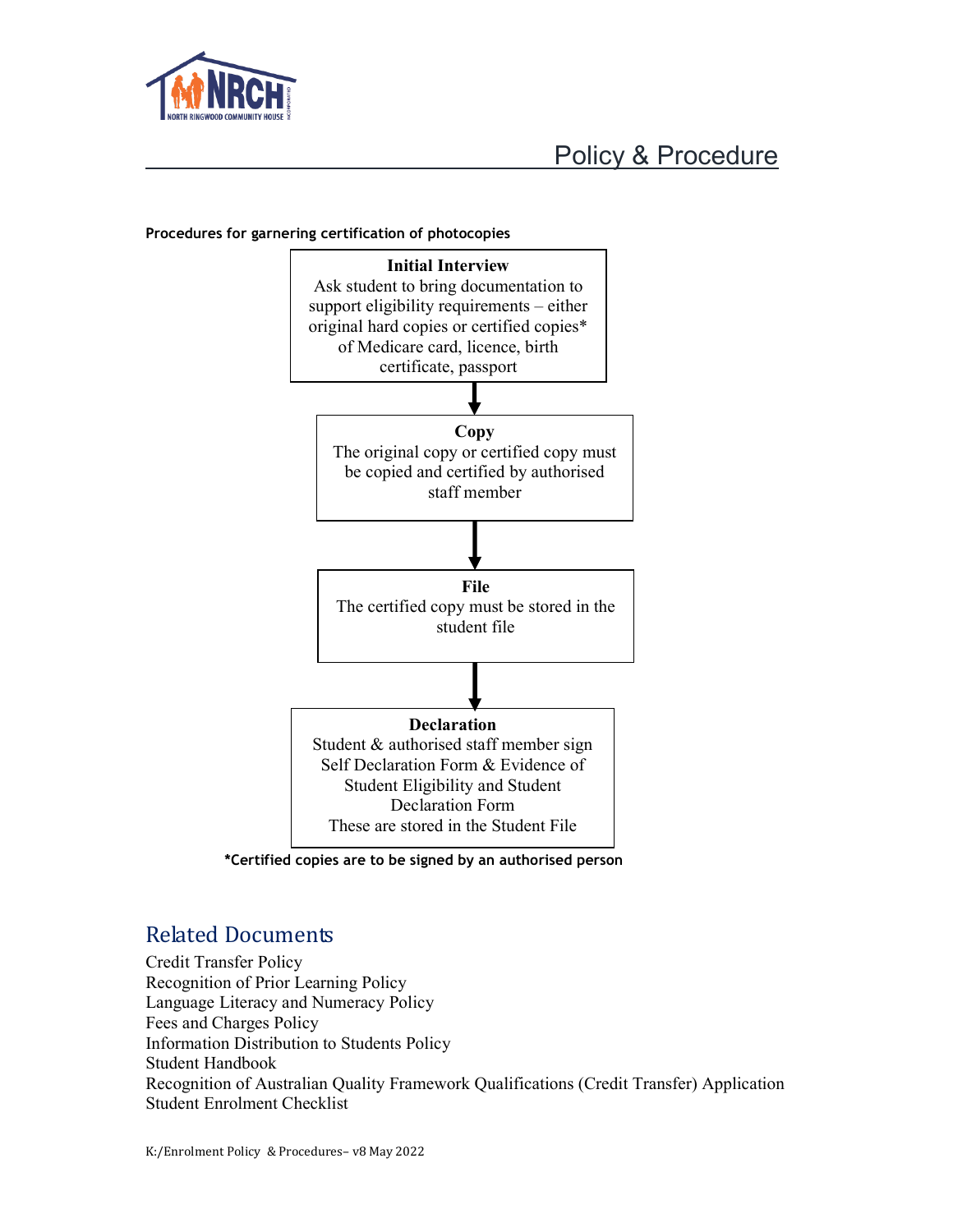**Procedures for garnering certification of photocopies**

**Initial Interview**
Ask student to bring documentation to support eligibility requirements – either original hard copies or certified copies* of Medicare card, licence, birth certificate, passport

↓

**Copy**
The original copy or certified copy must be copied and certified by authorised staff member

↓

**File**
The certified copy must be stored in the student file

↓

**Declaration**
Student & authorised staff member sign Self Declaration Form & Evidence of Student Eligibility and Student Declaration Form
These are stored in the Student File

***Certified copies are to be signed by an authorised person**

## Related Documents

Credit Transfer Policy
Recognition of Prior Learning Policy
Language Literacy and Numeracy Policy
Fees and Charges Policy
Information Distribution to Students Policy
Student Handbook
Recognition of Australian Quality Framework Qualifications (Credit Transfer) Application
Student Enrolment Checklist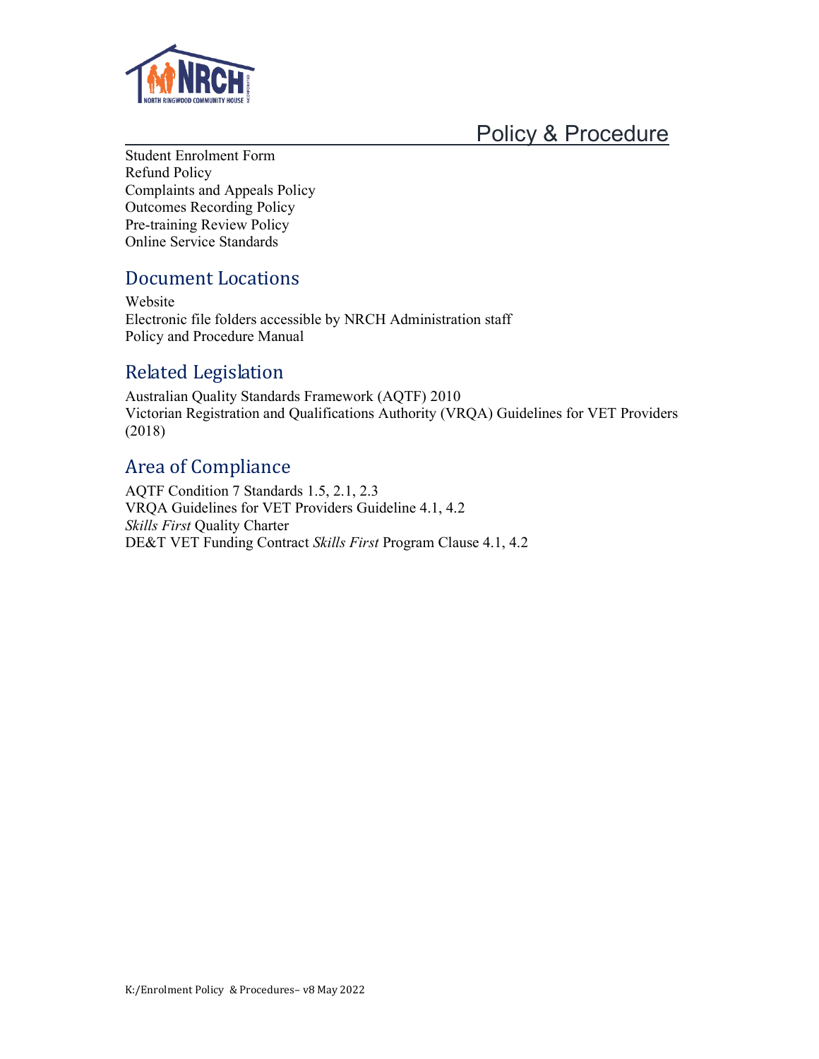Student Enrolment Form
Refund Policy
Complaints and Appeals Policy
Outcomes Recording Policy
Pre-training Review Policy
Online Service Standards

## Document Locations

Website
Electronic file folders accessible by NRCH Administration staff
Policy and Procedure Manual

## Related Legislation

Australian Quality Standards Framework (AQTF) 2010
Victorian Registration and Qualifications Authority (VRQA) Guidelines for VET Providers (2018)

## Area of Compliance

AQTF Condition 7 Standards 1.5, 2.1, 2.3
VRQA Guidelines for VET Providers Guideline 4.1, 4.2
*Skills First* Quality Charter
DE&T VET Funding Contract *Skills First* Program Clause 4.1, 4.2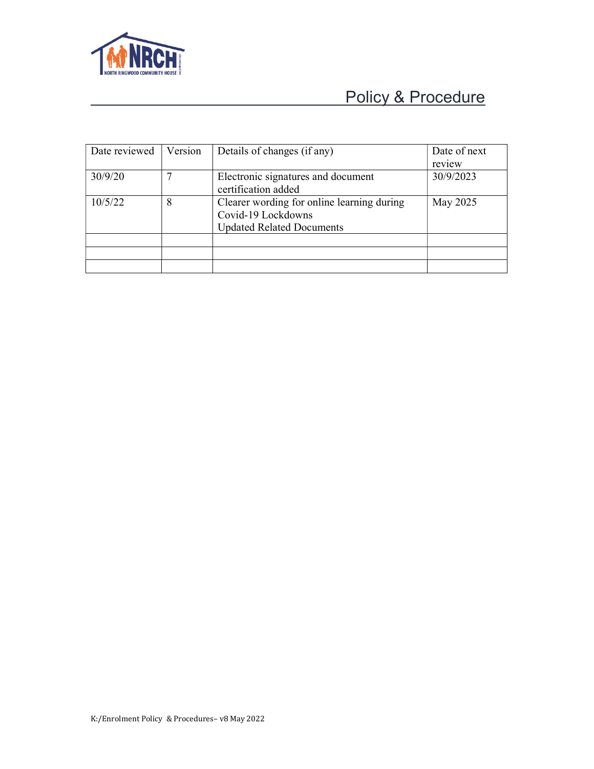Policy & Procedure

| Date reviewed | Version | Details of changes (if any) | Date of next review |
|---|---|---|---|
| 30/9/20 | 7 | Electronic signatures and document certification added | 30/9/2023 |
| 10/5/22 | 8 | Clearer wording for online learning during Covid-19 Lockdowns<br>Updated Related Documents | May 2025 |
| | | | |
| | | | |
| | | | |